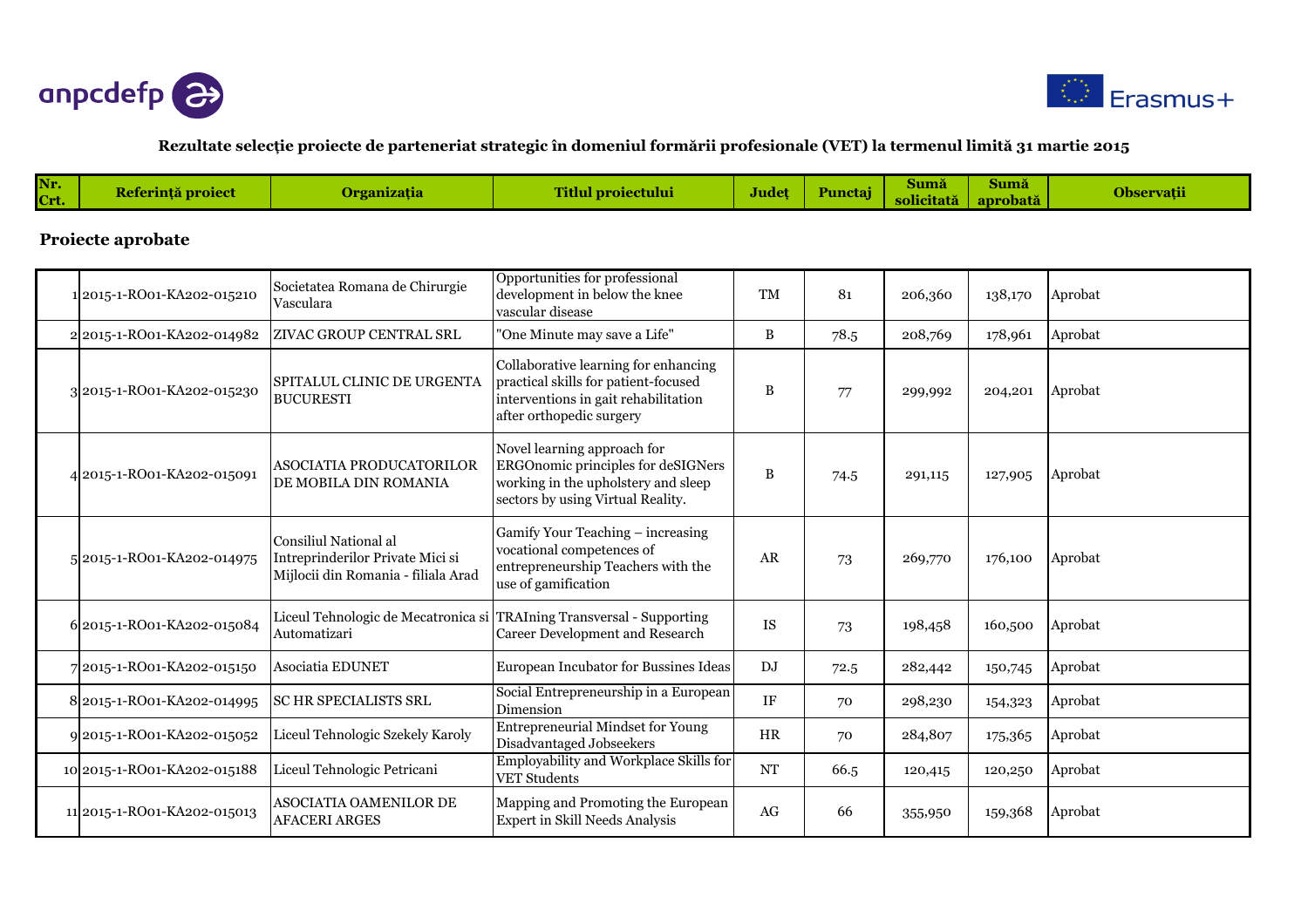anpcdefp

Erasmus+

### Rezultate selecție proiecte de parteneriat strategic în domeniul formării profesionale (VET) la termenul limită 31 martie 2015

**Proiecte aprobate**

| Nr. Crt. | Referință proiect | Organizația | Titlul proiectului | Județ | Punctaj | Sumă solicitată | Sumă aprobată | Observații |
|---|---|---|---|---|---|---|---|---|
| 1 | 2015-1-RO01-KA202-015210 | Societatea Romana de Chirurgie Vasculara | Opportunities for professional development in below the knee vascular disease | TM | 81 | 206,360 | 138,170 | Aprobat |
| 2 | 2015-1-RO01-KA202-014982 | ZIVAC GROUP CENTRAL SRL | "One Minute may save a Life" | B | 78.5 | 208,769 | 178,961 | Aprobat |
| 3 | 2015-1-RO01-KA202-015230 | SPITALUL CLINIC DE URGENTA BUCURESTI | Collaborative learning for enhancing practical skills for patient-focused interventions in gait rehabilitation after orthopedic surgery | B | 77 | 299,992 | 204,201 | Aprobat |
| 4 | 2015-1-RO01-KA202-015091 | ASOCIATIA PRODUCATORILOR DE MOBILA DIN ROMANIA | Novel learning approach for ERGOnomic principles for deSIGNers working in the upholstery and sleep sectors by using Virtual Reality. | B | 74.5 | 291,115 | 127,905 | Aprobat |
| 5 | 2015-1-RO01-KA202-014975 | Consiliul National al Intreprinderilor Private Mici si Mijlocii din Romania - filiala Arad | Gamify Your Teaching – increasing vocational competences of entrepreneurship Teachers with the use of gamification | AR | 73 | 269,770 | 176,100 | Aprobat |
| 6 | 2015-1-RO01-KA202-015084 | Liceul Tehnologic de Mecatronica si Automatizari | TRAIning Transversal - Supporting Career Development and Research | IS | 73 | 198,458 | 160,500 | Aprobat |
| 7 | 2015-1-RO01-KA202-015150 | Asociatia EDUNET | European Incubator for Bussines Ideas | DJ | 72.5 | 282,442 | 150,745 | Aprobat |
| 8 | 2015-1-RO01-KA202-014995 | SC HR SPECIALISTS SRL | Social Entrepreneurship in a European Dimension | IF | 70 | 298,230 | 154,323 | Aprobat |
| 9 | 2015-1-RO01-KA202-015052 | Liceul Tehnologic Szekely Karoly | Entrepreneurial Mindset for Young Disadvantaged Jobseekers | HR | 70 | 284,807 | 175,365 | Aprobat |
| 10 | 2015-1-RO01-KA202-015188 | Liceul Tehnologic Petricani | Employability and Workplace Skills for VET Students | NT | 66.5 | 120,415 | 120,250 | Aprobat |
| 11 | 2015-1-RO01-KA202-015013 | ASOCIATIA OAMENILOR DE AFACERI ARGES | Mapping and Promoting the European Expert in Skill Needs Analysis | AG | 66 | 355,950 | 159,368 | Aprobat |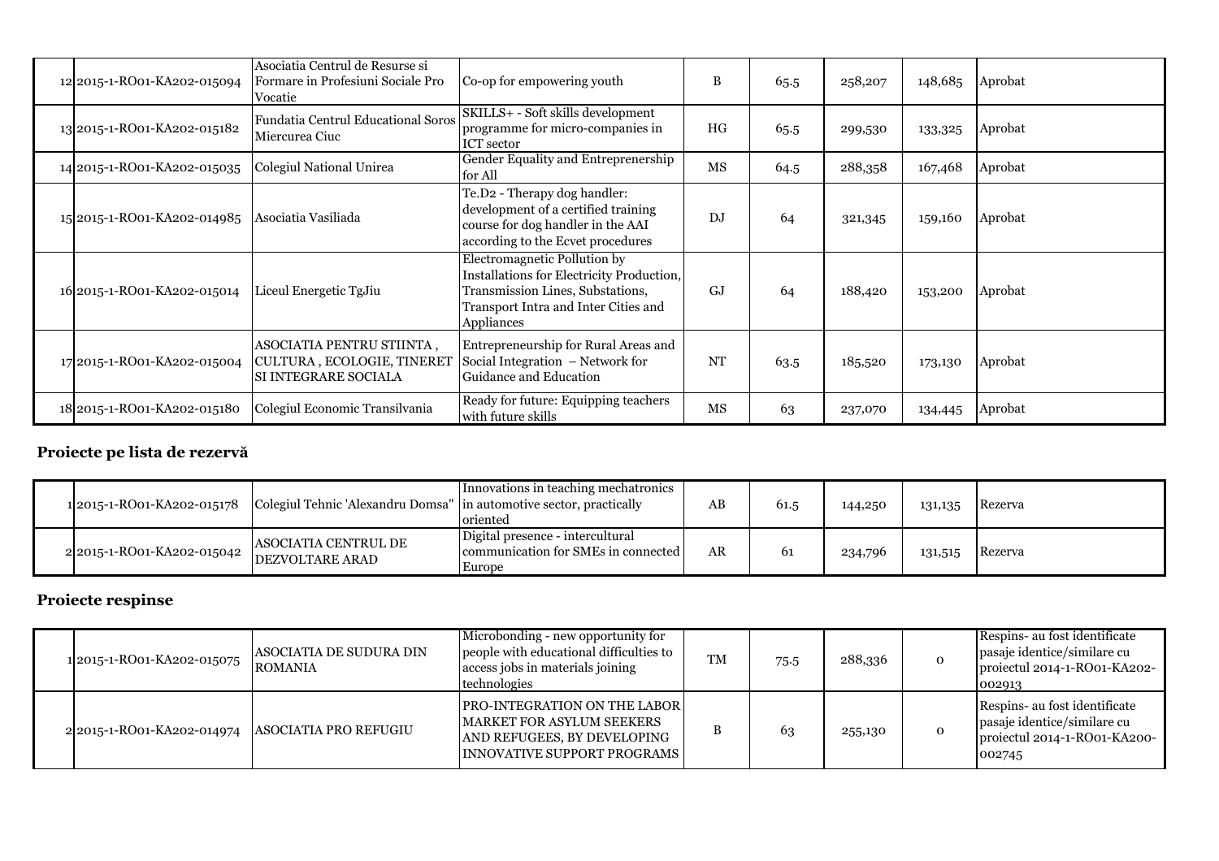| | | | | | | | | |
|---|---|---|---|---|---|---|---|---|
| 12 | 2015-1-RO01-KA202-015094 | Asociatia Centrul de Resurse si Formare in Profesiuni Sociale Pro Vocatie | Co-op for empowering youth | B | 65.5 | 258,207 | 148,685 | Aprobat |
| 13 | 2015-1-RO01-KA202-015182 | Fundatia Centrul Educational Soros Miercurea Ciuc | SKILLS+ - Soft skills development programme for micro-companies in ICT sector | HG | 65.5 | 299,530 | 133,325 | Aprobat |
| 14 | 2015-1-RO01-KA202-015035 | Colegiul National Unirea | Gender Equality and Entreprenership for All | MS | 64.5 | 288,358 | 167,468 | Aprobat |
| 15 | 2015-1-RO01-KA202-014985 | Asociatia Vasiliada | Te.D2 - Therapy dog handler: development of a certified training course for dog handler in the AAI according to the Ecvet procedures | DJ | 64 | 321,345 | 159,160 | Aprobat |
| 16 | 2015-1-RO01-KA202-015014 | Liceul Energetic TgJiu | Electromagnetic Pollution by Installations for Electricity Production, Transmission Lines, Substations, Transport Intra and Inter Cities and Appliances | GJ | 64 | 188,420 | 153,200 | Aprobat |
| 17 | 2015-1-RO01-KA202-015004 | ASOCIATIA PENTRU STIINTA , CULTURA , ECOLOGIE, TINERET SI INTEGRARE SOCIALA | Entrepreneurship for Rural Areas and Social Integration – Network for Guidance and Education | NT | 63.5 | 185,520 | 173,130 | Aprobat |
| 18 | 2015-1-RO01-KA202-015180 | Colegiul Economic Transilvania | Ready for future: Equipping teachers with future skills | MS | 63 | 237,070 | 134,445 | Aprobat |

## Proiecte pe lista de rezervă

| | | | | | | | | |
|---|---|---|---|---|---|---|---|---|
| 1 | 2015-1-RO01-KA202-015178 | Colegiul Tehnic 'Alexandru Domsa" | Innovations in teaching mechatronics in automotive sector, practically oriented | AB | 61.5 | 144,250 | 131,135 | Rezerva |
| 2 | 2015-1-RO01-KA202-015042 | ASOCIATIA CENTRUL DE DEZVOLTARE ARAD | Digital presence - intercultural communication for SMEs in connected Europe | AR | 61 | 234,796 | 131,515 | Rezerva |

## Proiecte respinse

| | | | | | | | | |
|---|---|---|---|---|---|---|---|---|
| 1 | 2015-1-RO01-KA202-015075 | ASOCIATIA DE SUDURA DIN ROMANIA | Microbonding - new opportunity for people with educational difficulties to access jobs in materials joining technologies | TM | 75.5 | 288,336 | 0 | Respins- au fost identificate pasaje identice/similare cu proiectul 2014-1-RO01-KA202-002913 |
| 2 | 2015-1-RO01-KA202-014974 | ASOCIATIA PRO REFUGIU | PRO-INTEGRATION ON THE LABOR MARKET FOR ASYLUM SEEKERS AND REFUGEES, BY DEVELOPING INNOVATIVE SUPPORT PROGRAMS | B | 63 | 255,130 | 0 | Respins- au fost identificate pasaje identice/similare cu proiectul 2014-1-RO01-KA200-002745 |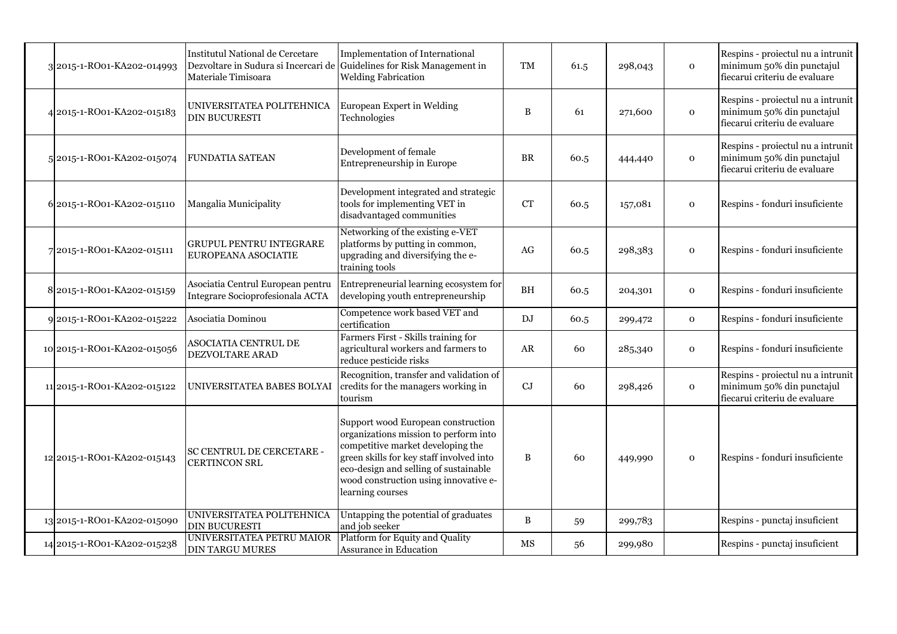| | | | | | | | | |
|---|---|---|---|---|---|---|---|---|
| 3 | 2015-1-RO01-KA202-014993 | Institutul National de Cercetare Dezvoltare in Sudura si Incercari de Materiale Timisoara | Implementation of International Guidelines for Risk Management in Welding Fabrication | TM | 61.5 | 298,043 | 0 | Respins - proiectul nu a intrunit minimum 50% din punctajul fiecarui criteriu de evaluare |
| 4 | 2015-1-RO01-KA202-015183 | UNIVERSITATEA POLITEHNICA DIN BUCURESTI | European Expert in Welding Technologies | B | 61 | 271,600 | 0 | Respins - proiectul nu a intrunit minimum 50% din punctajul fiecarui criteriu de evaluare |
| 5 | 2015-1-RO01-KA202-015074 | FUNDATIA SATEAN | Development of female Entrepreneurship in Europe | BR | 60.5 | 444,440 | 0 | Respins - proiectul nu a intrunit minimum 50% din punctajul fiecarui criteriu de evaluare |
| 6 | 2015-1-RO01-KA202-015110 | Mangalia Municipality | Development integrated and strategic tools for implementing VET in disadvantaged communities | CT | 60.5 | 157,081 | 0 | Respins - fonduri insuficiente |
| 7 | 2015-1-RO01-KA202-015111 | GRUPUL PENTRU INTEGRARE EUROPEANA ASOCIATIE | Networking of the existing e-VET platforms by putting in common, upgrading and diversifying the e-training tools | AG | 60.5 | 298,383 | 0 | Respins - fonduri insuficiente |
| 8 | 2015-1-RO01-KA202-015159 | Asociatia Centrul European pentru Integrare Socioprofesionala ACTA | Entrepreneurial learning ecosystem for developing youth entrepreneurship | BH | 60.5 | 204,301 | 0 | Respins - fonduri insuficiente |
| 9 | 2015-1-RO01-KA202-015222 | Asociatia Dominou | Competence work based VET and certification | DJ | 60.5 | 299,472 | 0 | Respins - fonduri insuficiente |
| 10 | 2015-1-RO01-KA202-015056 | ASOCIATIA CENTRUL DE DEZVOLTARE ARAD | Farmers First - Skills training for agricultural workers and farmers to reduce pesticide risks | AR | 60 | 285,340 | 0 | Respins - fonduri insuficiente |
| 11 | 2015-1-RO01-KA202-015122 | UNIVERSITATEA BABES BOLYAI | Recognition, transfer and validation of credits for the managers working in tourism | CJ | 60 | 298,426 | 0 | Respins - proiectul nu a intrunit minimum 50% din punctajul fiecarui criteriu de evaluare |
| 12 | 2015-1-RO01-KA202-015143 | SC CENTRUL DE CERCETARE - CERTINCON SRL | Support wood European construction organizations mission to perform into competitive market developing the green skills for key staff involved into eco-design and selling of sustainable wood construction using innovative e-learning courses | B | 60 | 449,990 | 0 | Respins - fonduri insuficiente |
| 13 | 2015-1-RO01-KA202-015090 | UNIVERSITATEA POLITEHNICA DIN BUCURESTI | Untapping the potential of graduates and job seeker | B | 59 | 299,783 | | Respins - punctaj insuficient |
| 14 | 2015-1-RO01-KA202-015238 | UNIVERSITATEA PETRU MAIOR DIN TARGU MURES | Platform for Equity and Quality Assurance in Education | MS | 56 | 299,980 | | Respins - punctaj insuficient |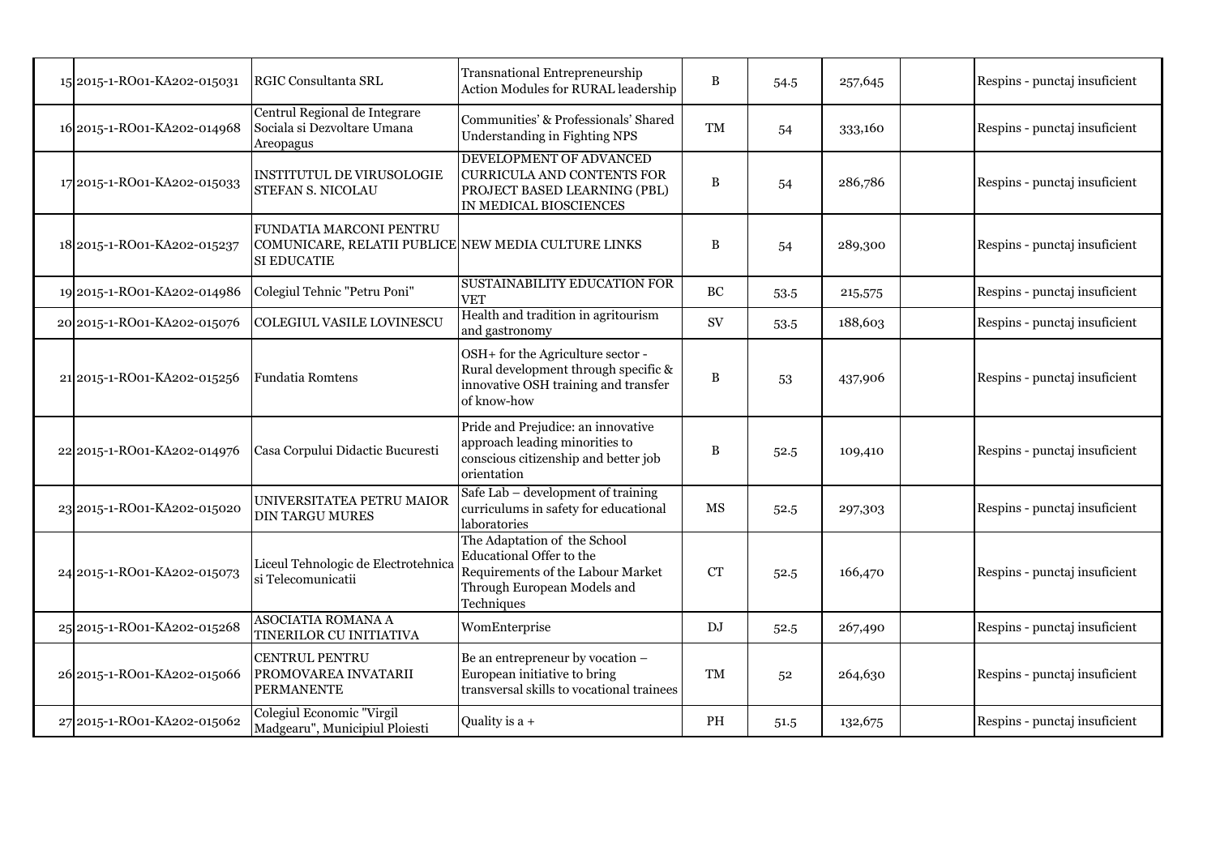| | | | | | | | | |
|---|---|---|---|---|---|---|---|---|
| 15 | 2015-1-RO01-KA202-015031 | RGIC Consultanta SRL | Transnational Entrepreneurship Action Modules for RURAL leadership | B | 54.5 | 257,645 | | Respins - punctaj insuficient |
| 16 | 2015-1-RO01-KA202-014968 | Centrul Regional de Integrare Sociala si Dezvoltare Umana Areopagus | Communities' & Professionals' Shared Understanding in Fighting NPS | TM | 54 | 333,160 | | Respins - punctaj insuficient |
| 17 | 2015-1-RO01-KA202-015033 | INSTITUTUL DE VIRUSOLOGIE STEFAN S. NICOLAU | DEVELOPMENT OF ADVANCED CURRICULA AND CONTENTS FOR PROJECT BASED LEARNING (PBL) IN MEDICAL BIOSCIENCES | B | 54 | 286,786 | | Respins - punctaj insuficient |
| 18 | 2015-1-RO01-KA202-015237 | FUNDATIA MARCONI PENTRU COMUNICARE, RELATII PUBLICE SI EDUCATIE | NEW MEDIA CULTURE LINKS | B | 54 | 289,300 | | Respins - punctaj insuficient |
| 19 | 2015-1-RO01-KA202-014986 | Colegiul Tehnic "Petru Poni" | SUSTAINABILITY EDUCATION FOR VET | BC | 53.5 | 215,575 | | Respins - punctaj insuficient |
| 20 | 2015-1-RO01-KA202-015076 | COLEGIUL VASILE LOVINESCU | Health and tradition in agritourism and gastronomy | SV | 53.5 | 188,603 | | Respins - punctaj insuficient |
| 21 | 2015-1-RO01-KA202-015256 | Fundatia Romtens | OSH+ for the Agriculture sector - Rural development through specific & innovative OSH training and transfer of know-how | B | 53 | 437,906 | | Respins - punctaj insuficient |
| 22 | 2015-1-RO01-KA202-014976 | Casa Corpului Didactic Bucuresti | Pride and Prejudice: an innovative approach leading minorities to conscious citizenship and better job orientation | B | 52.5 | 109,410 | | Respins - punctaj insuficient |
| 23 | 2015-1-RO01-KA202-015020 | UNIVERSITATEA PETRU MAIOR DIN TARGU MURES | Safe Lab – development of training curriculums in safety for educational laboratories | MS | 52.5 | 297,303 | | Respins - punctaj insuficient |
| 24 | 2015-1-RO01-KA202-015073 | Liceul Tehnologic de Electrotehnica si Telecomunicatii | The Adaptation of the School Educational Offer to the Requirements of the Labour Market Through European Models and Techniques | CT | 52.5 | 166,470 | | Respins - punctaj insuficient |
| 25 | 2015-1-RO01-KA202-015268 | ASOCIATIA ROMANA A TINERILOR CU INITIATIVA | WomEnterprise | DJ | 52.5 | 267,490 | | Respins - punctaj insuficient |
| 26 | 2015-1-RO01-KA202-015066 | CENTRUL PENTRU PROMOVAREA INVATARII PERMANENTE | Be an entrepreneur by vocation – European initiative to bring transversal skills to vocational trainees | TM | 52 | 264,630 | | Respins - punctaj insuficient |
| 27 | 2015-1-RO01-KA202-015062 | Colegiul Economic "Virgil Madgearu", Municipiul Ploiesti | Quality is a + | PH | 51.5 | 132,675 | | Respins - punctaj insuficient |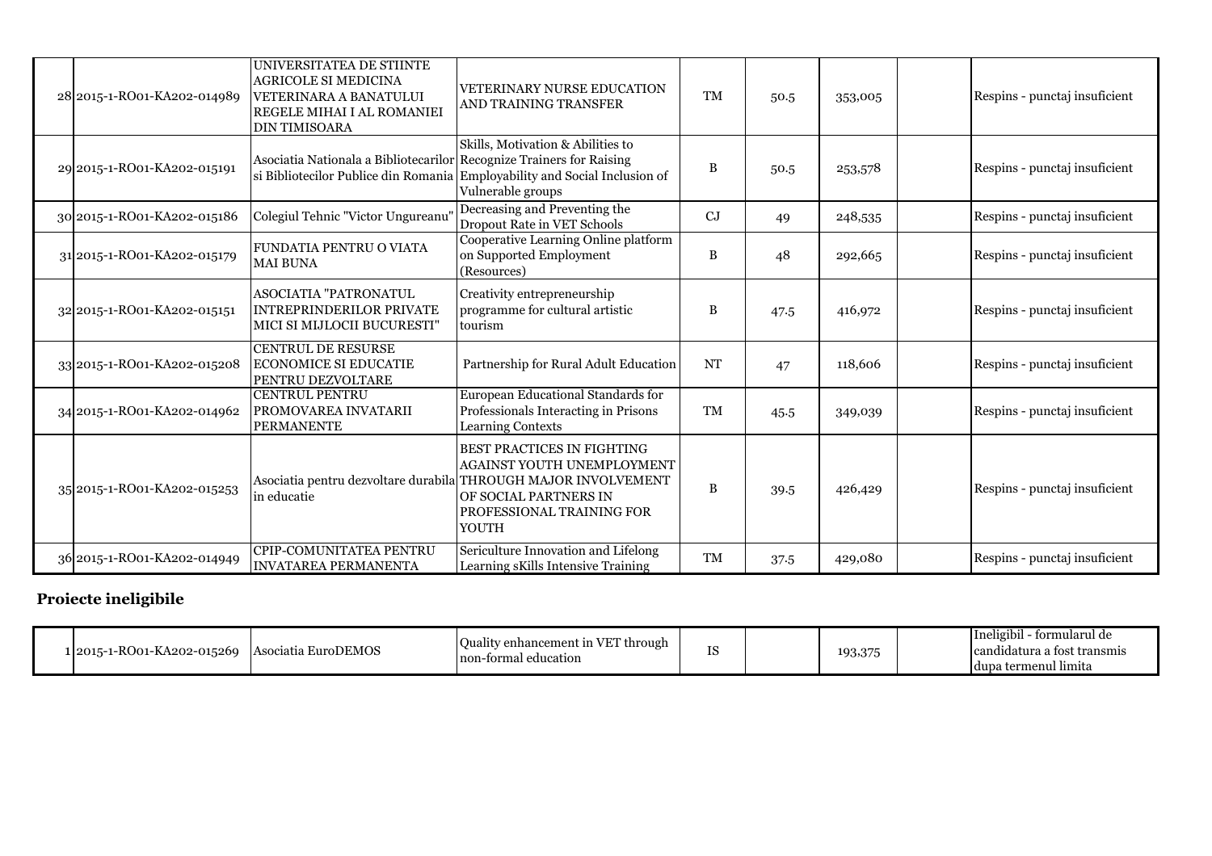| | | | | | | | | |
|---|---|---|---|---|---|---|---|---|
| 28 | 2015-1-RO01-KA202-014989 | UNIVERSITATEA DE STIINTE AGRICOLE SI MEDICINA VETERINARA A BANATULUI REGELE MIHAI I AL ROMANIEI DIN TIMISOARA | VETERINARY NURSE EDUCATION AND TRAINING TRANSFER | TM | 50.5 | 353,005 | | Respins - punctaj insuficient |
| 29 | 2015-1-RO01-KA202-015191 | Asociatia Nationala a Bibliotecarilor si Bibliotecilor Publice din Romania | Skills, Motivation & Abilities to Recognize Trainers for Raising Employability and Social Inclusion of Vulnerable groups | B | 50.5 | 253,578 | | Respins - punctaj insuficient |
| 30 | 2015-1-RO01-KA202-015186 | Colegiul Tehnic "Victor Ungureanu" | Decreasing and Preventing the Dropout Rate in VET Schools | CJ | 49 | 248,535 | | Respins - punctaj insuficient |
| 31 | 2015-1-RO01-KA202-015179 | FUNDATIA PENTRU O VIATA MAI BUNA | Cooperative Learning Online platform on Supported Employment (Resources) | B | 48 | 292,665 | | Respins - punctaj insuficient |
| 32 | 2015-1-RO01-KA202-015151 | ASOCIATIA "PATRONATUL INTREPRINDERILOR PRIVATE MICI SI MIJLOCII BUCURESTI" | Creativity entrepreneurship programme for cultural artistic tourism | B | 47.5 | 416,972 | | Respins - punctaj insuficient |
| 33 | 2015-1-RO01-KA202-015208 | CENTRUL DE RESURSE ECONOMICE SI EDUCATIE PENTRU DEZVOLTARE | Partnership for Rural Adult Education | NT | 47 | 118,606 | | Respins - punctaj insuficient |
| 34 | 2015-1-RO01-KA202-014962 | CENTRUL PENTRU PROMOVAREA INVATARII PERMANENTE | European Educational Standards for Professionals Interacting in Prisons Learning Contexts | TM | 45.5 | 349,039 | | Respins - punctaj insuficient |
| 35 | 2015-1-RO01-KA202-015253 | Asociatia pentru dezvoltare durabila in educatie | BEST PRACTICES IN FIGHTING AGAINST YOUTH UNEMPLOYMENT THROUGH MAJOR INVOLVEMENT OF SOCIAL PARTNERS IN PROFESSIONAL TRAINING FOR YOUTH | B | 39.5 | 426,429 | | Respins - punctaj insuficient |
| 36 | 2015-1-RO01-KA202-014949 | CPIP-COMUNITATEA PENTRU INVATAREA PERMANENTA | Sericulture Innovation and Lifelong Learning sKills Intensive Training | TM | 37.5 | 429,080 | | Respins - punctaj insuficient |

**Proiecte ineligibile**

| | | | | | | | | |
|---|---|---|---|---|---|---|---|---|
| 1 | 2015-1-RO01-KA202-015269 | Asociatia EuroDEMOS | Quality enhancement in VET through non-formal education | IS | | 193,375 | | Ineligibil - formularul de candidatura a fost transmis dupa termenul limita |